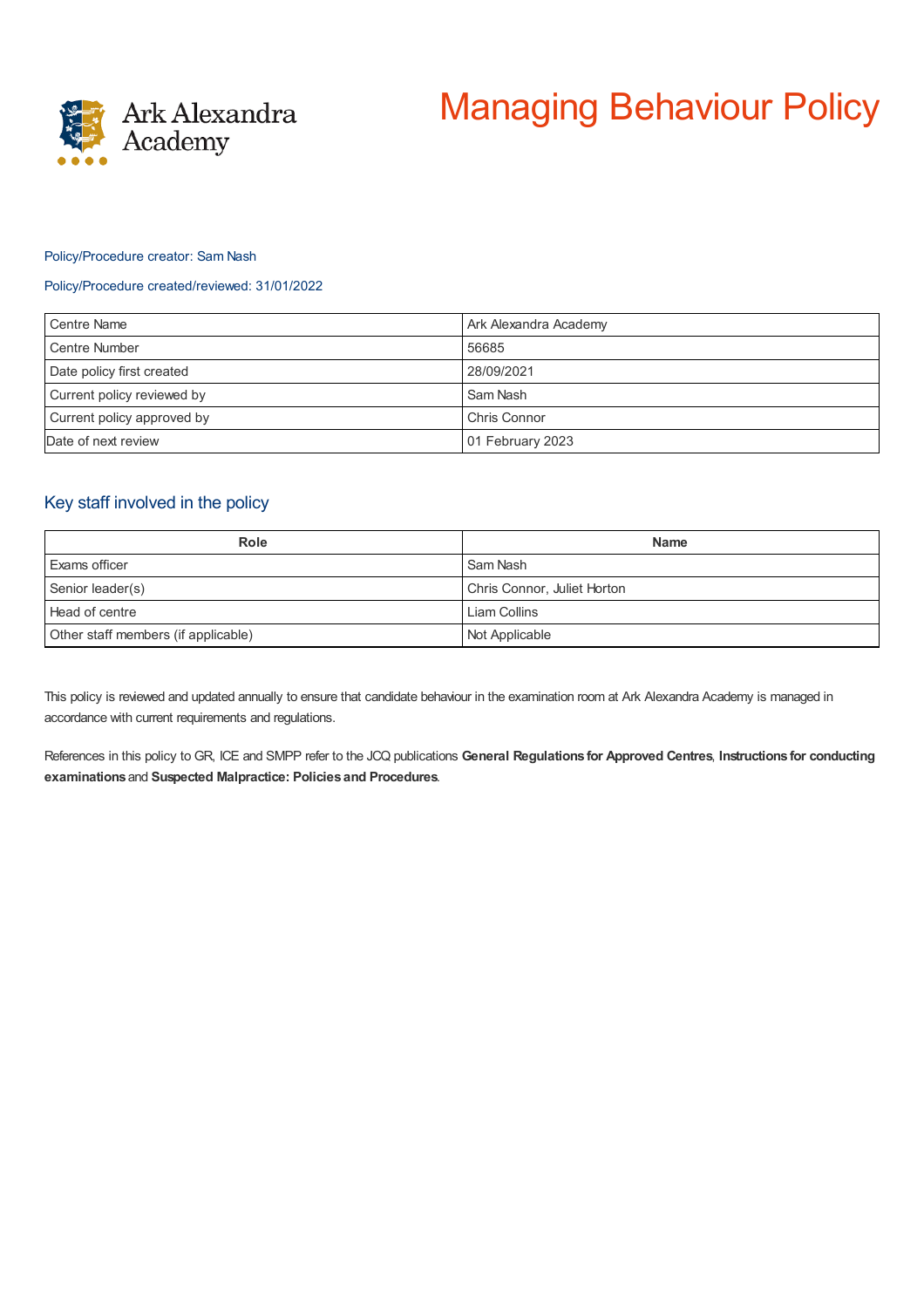Ark Alexandra Academy

# Managing Behaviour Policy

Policy/Procedure creator: Sam Nash

Policy/Procedure created/reviewed: 31/01/2022

| Centre Name | Ark Alexandra Academy |
|---|---|
| Centre Number | 56685 |
| Date policy first created | 28/09/2021 |
| Current policy reviewed by | Sam Nash |
| Current policy approved by | Chris Connor |
| Date of next review | 01 February 2023 |

## Key staff involved in the policy

| Role | Name |
|---|---|
| Exams officer | Sam Nash |
| Senior leader(s) | Chris Connor, Juliet Horton |
| Head of centre | Liam Collins |
| Other staff members (if applicable) | Not Applicable |

This policy is reviewed and updated annually to ensure that candidate behaviour in the examination room at Ark Alexandra Academy is managed in accordance with current requirements and regulations.

References in this policy to GR, ICE and SMPP refer to the JCQ publications **General Regulations for Approved Centres**, **Instructions for conducting examinations** and **Suspected Malpractice: Policies and Procedures**.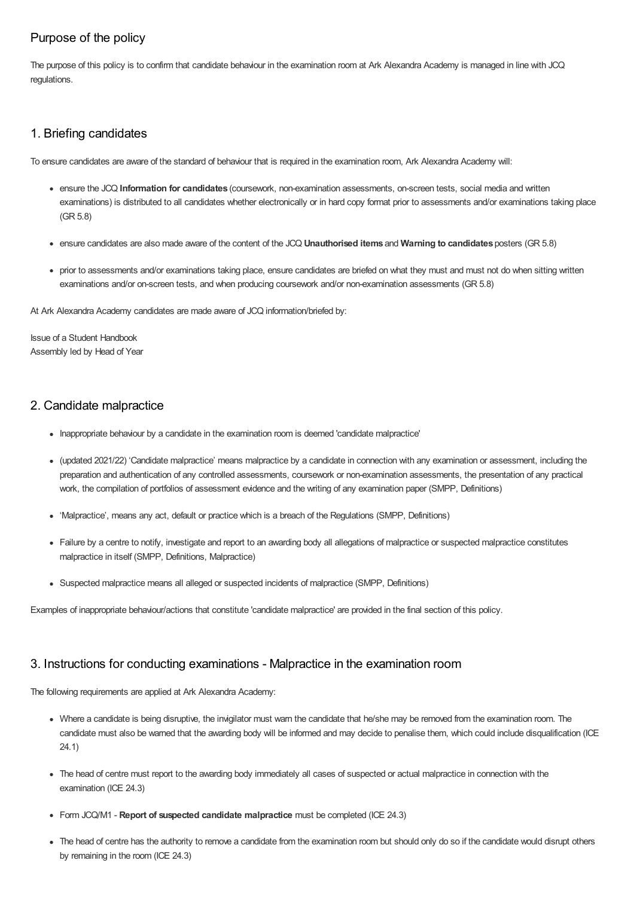## Purpose of the policy

The purpose of this policy is to confirm that candidate behaviour in the examination room at Ark Alexandra Academy is managed in line with JCQ regulations.

## 1. Briefing candidates

To ensure candidates are aware of the standard of behaviour that is required in the examination room, Ark Alexandra Academy will:

- ensure the JCQ **Information for candidates** (coursework, non-examination assessments, on-screen tests, social media and written examinations) is distributed to all candidates whether electronically or in hard copy format prior to assessments and/or examinations taking place (GR 5.8)
- ensure candidates are also made aware of the content of the JCQ **Unauthorised items** and **Warning to candidates** posters (GR 5.8)
- prior to assessments and/or examinations taking place, ensure candidates are briefed on what they must and must not do when sitting written examinations and/or on-screen tests, and when producing coursework and/or non-examination assessments (GR 5.8)

At Ark Alexandra Academy candidates are made aware of JCQ information/briefed by:

Issue of a Student Handbook
Assembly led by Head of Year

## 2. Candidate malpractice

- Inappropriate behaviour by a candidate in the examination room is deemed 'candidate malpractice'
- (updated 2021/22) 'Candidate malpractice' means malpractice by a candidate in connection with any examination or assessment, including the preparation and authentication of any controlled assessments, coursework or non-examination assessments, the presentation of any practical work, the compilation of portfolios of assessment evidence and the writing of any examination paper (SMPP, Definitions)
- 'Malpractice', means any act, default or practice which is a breach of the Regulations (SMPP, Definitions)
- Failure by a centre to notify, investigate and report to an awarding body all allegations of malpractice or suspected malpractice constitutes malpractice in itself (SMPP, Definitions, Malpractice)
- Suspected malpractice means all alleged or suspected incidents of malpractice (SMPP, Definitions)

Examples of inappropriate behaviour/actions that constitute 'candidate malpractice' are provided in the final section of this policy.

## 3. Instructions for conducting examinations - Malpractice in the examination room

The following requirements are applied at Ark Alexandra Academy:

- Where a candidate is being disruptive, the invigilator must warn the candidate that he/she may be removed from the examination room. The candidate must also be warned that the awarding body will be informed and may decide to penalise them, which could include disqualification (ICE 24.1)
- The head of centre must report to the awarding body immediately all cases of suspected or actual malpractice in connection with the examination (ICE 24.3)
- Form JCQ/M1 - **Report of suspected candidate malpractice** must be completed (ICE 24.3)
- The head of centre has the authority to remove a candidate from the examination room but should only do so if the candidate would disrupt others by remaining in the room (ICE 24.3)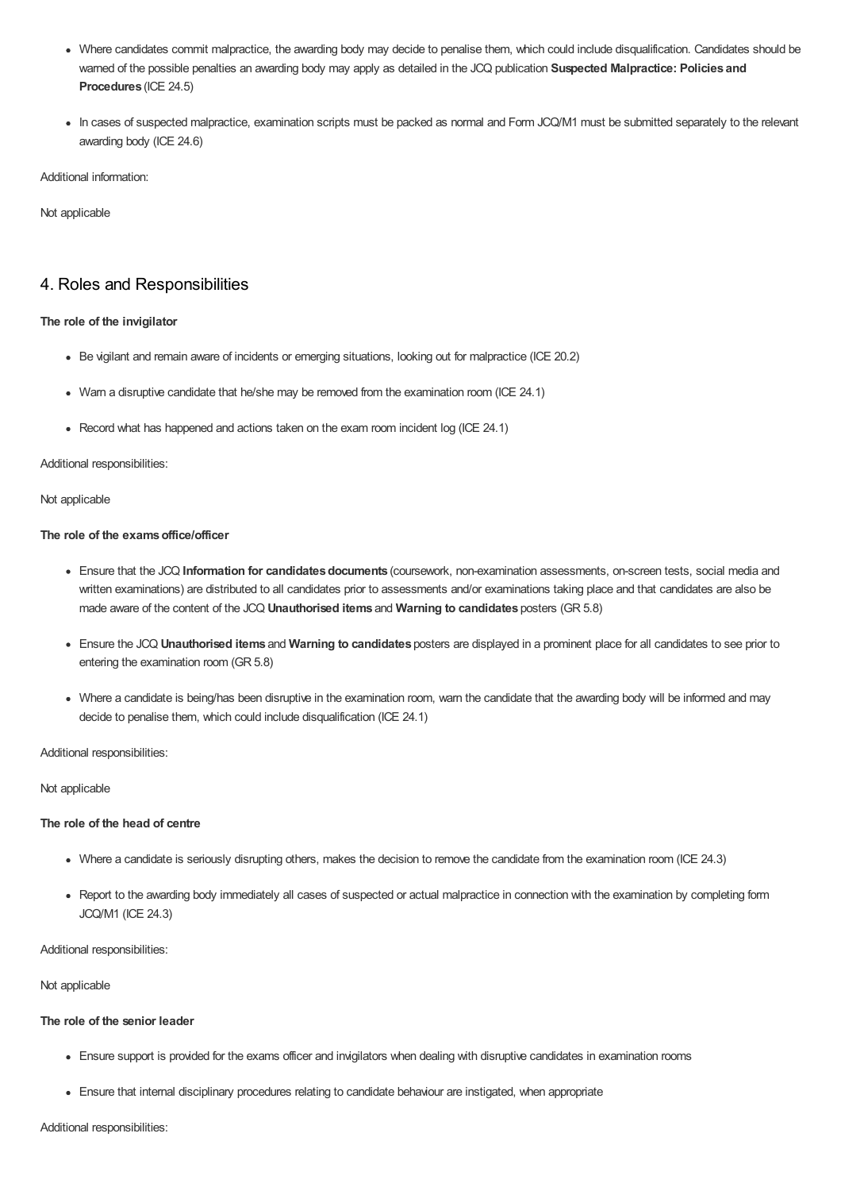- Where candidates commit malpractice, the awarding body may decide to penalise them, which could include disqualification. Candidates should be warned of the possible penalties an awarding body may apply as detailed in the JCQ publication **Suspected Malpractice: Policies and Procedures** (ICE 24.5)
- In cases of suspected malpractice, examination scripts must be packed as normal and Form JCQ/M1 must be submitted separately to the relevant awarding body (ICE 24.6)

Additional information:

Not applicable

## 4. Roles and Responsibilities

**The role of the invigilator**

- Be vigilant and remain aware of incidents or emerging situations, looking out for malpractice (ICE 20.2)
- Warn a disruptive candidate that he/she may be removed from the examination room (ICE 24.1)
- Record what has happened and actions taken on the exam room incident log (ICE 24.1)

Additional responsibilities:

Not applicable

**The role of the exams office/officer**

- Ensure that the JCQ **Information for candidates documents** (coursework, non-examination assessments, on-screen tests, social media and written examinations) are distributed to all candidates prior to assessments and/or examinations taking place and that candidates are also be made aware of the content of the JCQ **Unauthorised items** and **Warning to candidates** posters (GR 5.8)
- Ensure the JCQ **Unauthorised items** and **Warning to candidates** posters are displayed in a prominent place for all candidates to see prior to entering the examination room (GR 5.8)
- Where a candidate is being/has been disruptive in the examination room, warn the candidate that the awarding body will be informed and may decide to penalise them, which could include disqualification (ICE 24.1)

Additional responsibilities:

Not applicable

**The role of the head of centre**

- Where a candidate is seriously disrupting others, makes the decision to remove the candidate from the examination room (ICE 24.3)
- Report to the awarding body immediately all cases of suspected or actual malpractice in connection with the examination by completing form JCQ/M1 (ICE 24.3)

Additional responsibilities:

Not applicable

**The role of the senior leader**

- Ensure support is provided for the exams officer and invigilators when dealing with disruptive candidates in examination rooms
- Ensure that internal disciplinary procedures relating to candidate behaviour are instigated, when appropriate

Additional responsibilities: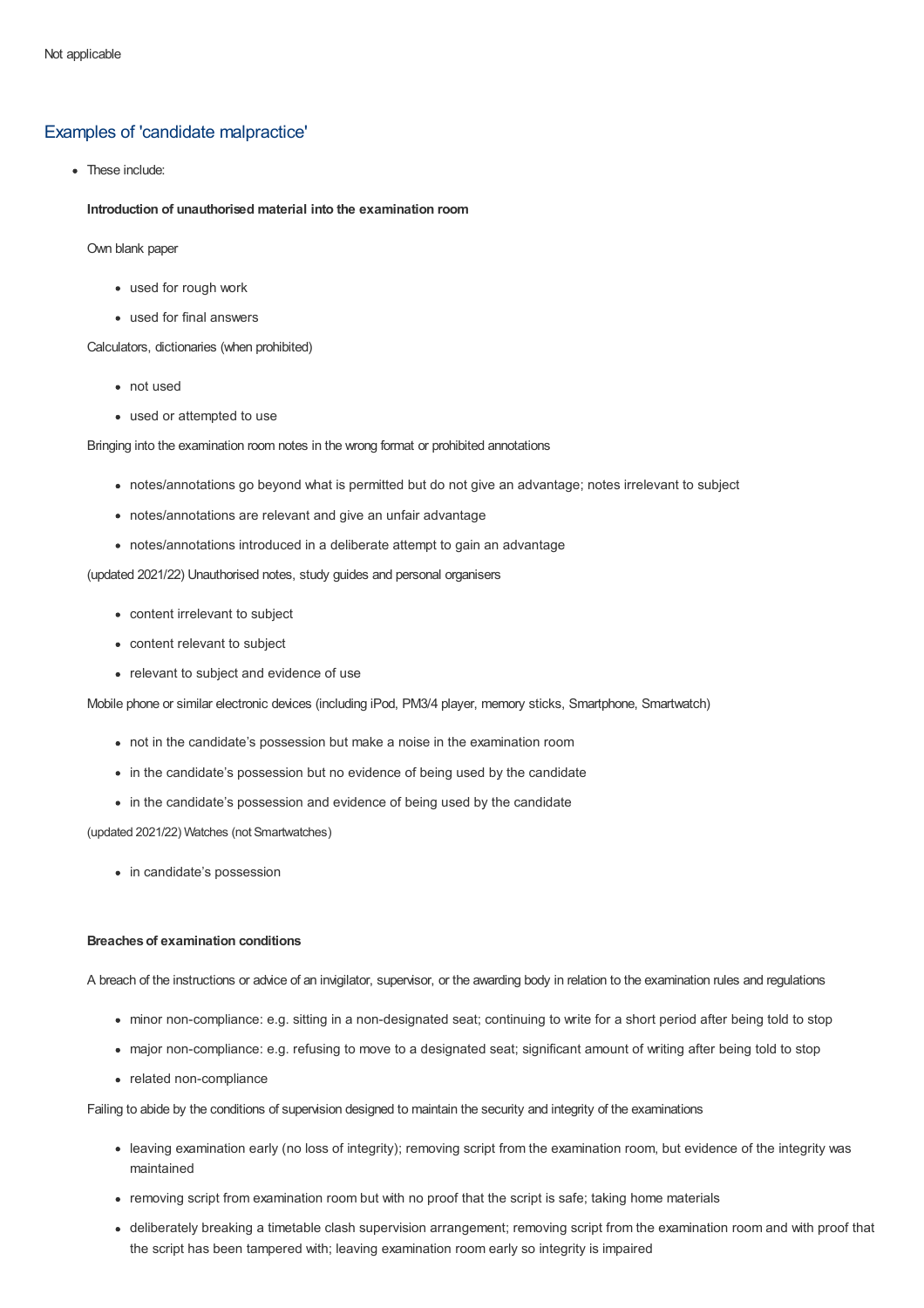Not applicable

## Examples of 'candidate malpractice'

- These include:

  **Introduction of unauthorised material into the examination room**

  Own blank paper

  - used for rough work
  - used for final answers

  Calculators, dictionaries (when prohibited)

  - not used
  - used or attempted to use

  Bringing into the examination room notes in the wrong format or prohibited annotations

  - notes/annotations go beyond what is permitted but do not give an advantage; notes irrelevant to subject
  - notes/annotations are relevant and give an unfair advantage
  - notes/annotations introduced in a deliberate attempt to gain an advantage

  (updated 2021/22) Unauthorised notes, study guides and personal organisers

  - content irrelevant to subject
  - content relevant to subject
  - relevant to subject and evidence of use

  Mobile phone or similar electronic devices (including iPod, PM3/4 player, memory sticks, Smartphone, Smartwatch)

  - not in the candidate's possession but make a noise in the examination room
  - in the candidate's possession but no evidence of being used by the candidate
  - in the candidate's possession and evidence of being used by the candidate

  (updated 2021/22) Watches (not Smartwatches)

  - in candidate's possession

  **Breaches of examination conditions**

  A breach of the instructions or advice of an invigilator, supervisor, or the awarding body in relation to the examination rules and regulations

  - minor non-compliance: e.g. sitting in a non-designated seat; continuing to write for a short period after being told to stop
  - major non-compliance: e.g. refusing to move to a designated seat; significant amount of writing after being told to stop
  - related non-compliance

  Failing to abide by the conditions of supervision designed to maintain the security and integrity of the examinations

  - leaving examination early (no loss of integrity); removing script from the examination room, but evidence of the integrity was maintained
  - removing script from examination room but with no proof that the script is safe; taking home materials
  - deliberately breaking a timetable clash supervision arrangement; removing script from the examination room and with proof that the script has been tampered with; leaving examination room early so integrity is impaired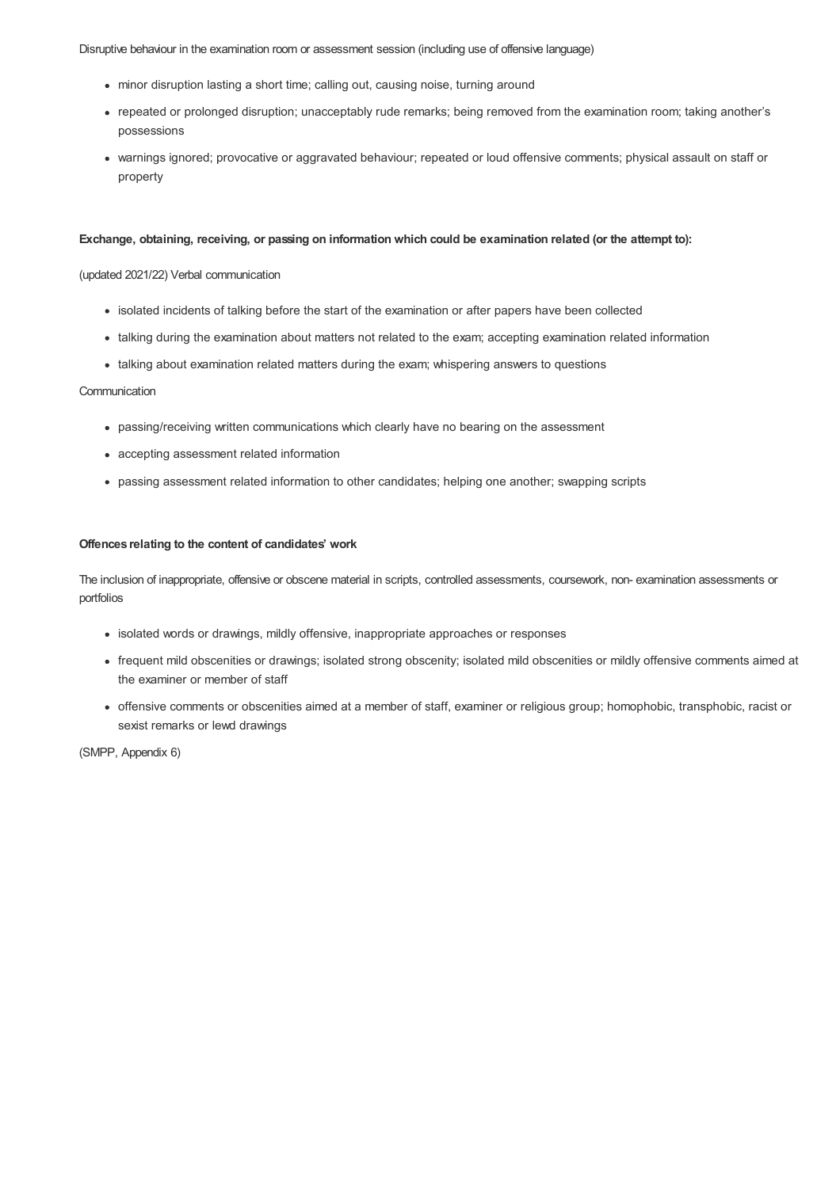Disruptive behaviour in the examination room or assessment session (including use of offensive language)

- minor disruption lasting a short time; calling out, causing noise, turning around
- repeated or prolonged disruption; unacceptably rude remarks; being removed from the examination room; taking another's possessions
- warnings ignored; provocative or aggravated behaviour; repeated or loud offensive comments; physical assault on staff or property

**Exchange, obtaining, receiving, or passing on information which could be examination related (or the attempt to):**

(updated 2021/22) Verbal communication

- isolated incidents of talking before the start of the examination or after papers have been collected
- talking during the examination about matters not related to the exam; accepting examination related information
- talking about examination related matters during the exam; whispering answers to questions

Communication

- passing/receiving written communications which clearly have no bearing on the assessment
- accepting assessment related information
- passing assessment related information to other candidates; helping one another; swapping scripts

**Offences relating to the content of candidates' work**

The inclusion of inappropriate, offensive or obscene material in scripts, controlled assessments, coursework, non- examination assessments or portfolios

- isolated words or drawings, mildly offensive, inappropriate approaches or responses
- frequent mild obscenities or drawings; isolated strong obscenity; isolated mild obscenities or mildly offensive comments aimed at the examiner or member of staff
- offensive comments or obscenities aimed at a member of staff, examiner or religious group; homophobic, transphobic, racist or sexist remarks or lewd drawings

(SMPP, Appendix 6)